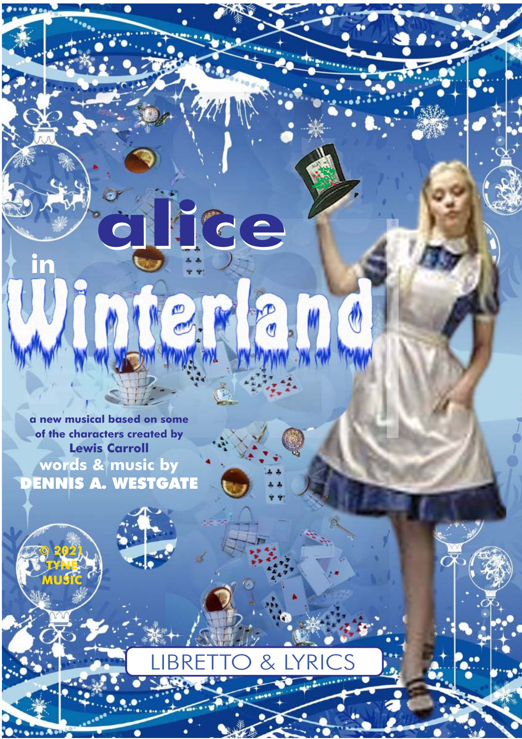# alice in Winterland

a new musical based on some of the characters created by **Lewis Carroll**

words & music by

**DENNIS A. WESTGATE**

© 2021 TYNE MUSIC

LIBRETTO & LYRICS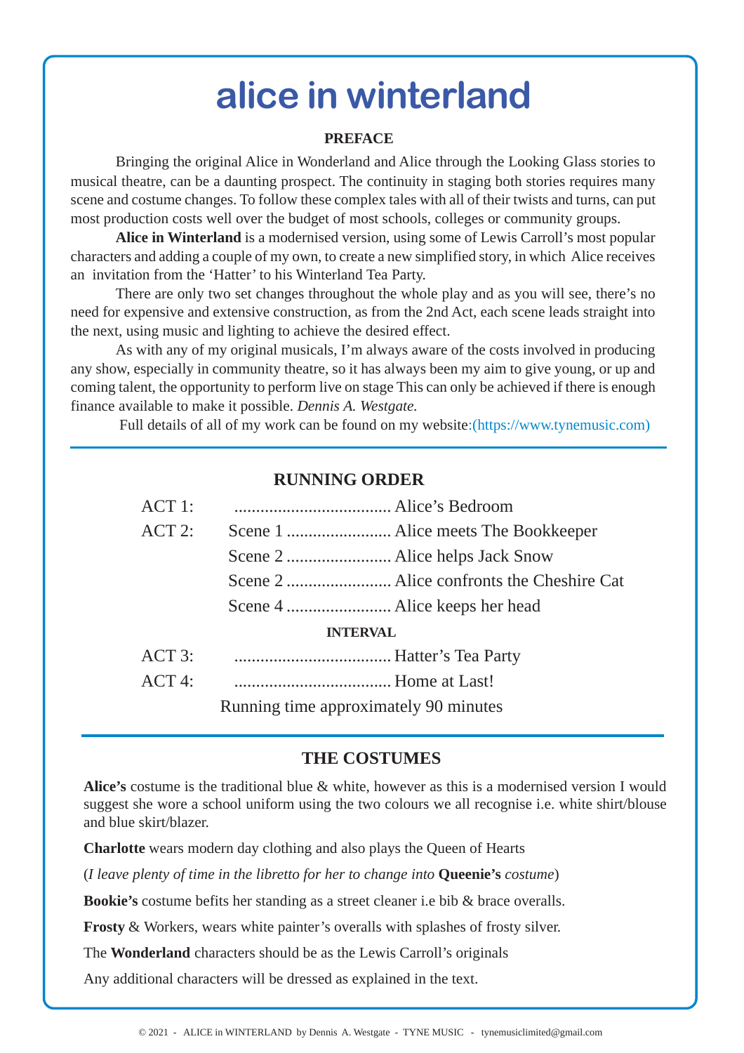# alice in winterland

## PREFACE

Bringing the original Alice in Wonderland and Alice through the Looking Glass stories to musical theatre, can be a daunting prospect. The continuity in staging both stories requires many scene and costume changes. To follow these complex tales with all of their twists and turns, can put most production costs well over the budget of most schools, colleges or community groups.

**Alice in Winterland** is a modernised version, using some of Lewis Carroll's most popular characters and adding a couple of my own, to create a new simplified story, in which Alice receives an invitation from the 'Hatter' to his Winterland Tea Party.

There are only two set changes throughout the whole play and as you will see, there's no need for expensive and extensive construction, as from the 2nd Act, each scene leads straight into the next, using music and lighting to achieve the desired effect.

As with any of my original musicals, I'm always aware of the costs involved in producing any show, especially in community theatre, so it has always been my aim to give young, or up and coming talent, the opportunity to perform live on stage This can only be achieved if there is enough finance available to make it possible. *Dennis A. Westgate.*

Full details of all of my work can be found on my website:(https://www.tynemusic.com)

## RUNNING ORDER

ACT 1: .................................... Alice's Bedroom

ACT 2: Scene 1 ........................ Alice meets The Bookkeeper

Scene 2 ........................ Alice helps Jack Snow

Scene 2 ........................ Alice confronts the Cheshire Cat

Scene 4 ........................ Alice keeps her head

**INTERVAL**

ACT 3: .................................... Hatter's Tea Party

ACT 4: .................................... Home at Last!

Running time approximately 90 minutes

## THE COSTUMES

**Alice's** costume is the traditional blue & white, however as this is a modernised version I would suggest she wore a school uniform using the two colours we all recognise i.e. white shirt/blouse and blue skirt/blazer.

**Charlotte** wears modern day clothing and also plays the Queen of Hearts

(*I leave plenty of time in the libretto for her to change into* **Queenie's** *costume*)

**Bookie's** costume befits her standing as a street cleaner i.e bib & brace overalls.

**Frosty** & Workers, wears white painter's overalls with splashes of frosty silver.

The **Wonderland** characters should be as the Lewis Carroll's originals

Any additional characters will be dressed as explained in the text.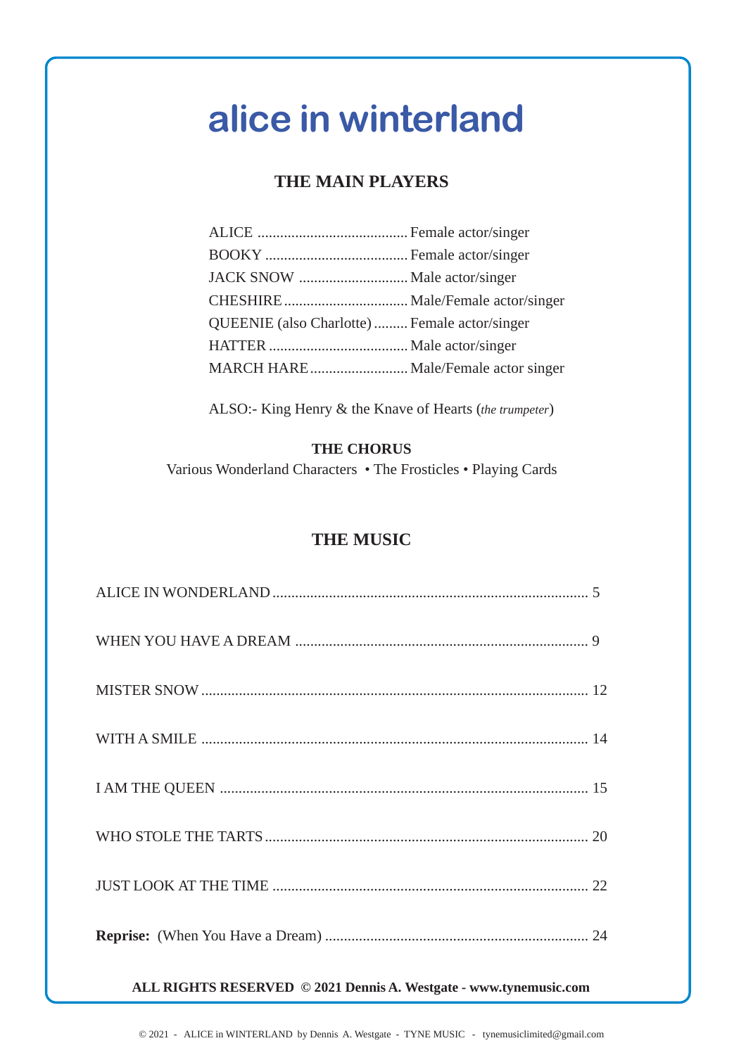# alice in winterland

## THE MAIN PLAYERS

| | |
|---|---|
| ALICE | Female actor/singer |
| BOOKY | Female actor/singer |
| JACK SNOW | Male actor/singer |
| CHESHIRE | Male/Female actor/singer |
| QUEENIE (also Charlotte) | Female actor/singer |
| HATTER | Male actor/singer |
| MARCH HARE | Male/Female actor singer |

ALSO:- King Henry & the Knave of Hearts (*the trumpeter*)

**THE CHORUS**

Various Wonderland Characters • The Frosticles • Playing Cards

## THE MUSIC

| | |
|---|---|
| ALICE IN WONDERLAND | 5 |
| WHEN YOU HAVE A DREAM | 9 |
| MISTER SNOW | 12 |
| WITH A SMILE | 14 |
| I AM THE QUEEN | 15 |
| WHO STOLE THE TARTS | 20 |
| JUST LOOK AT THE TIME | 22 |
| **Reprise:** (When You Have a Dream) | 24 |

**ALL RIGHTS RESERVED © 2021 Dennis A. Westgate - www.tynemusic.com**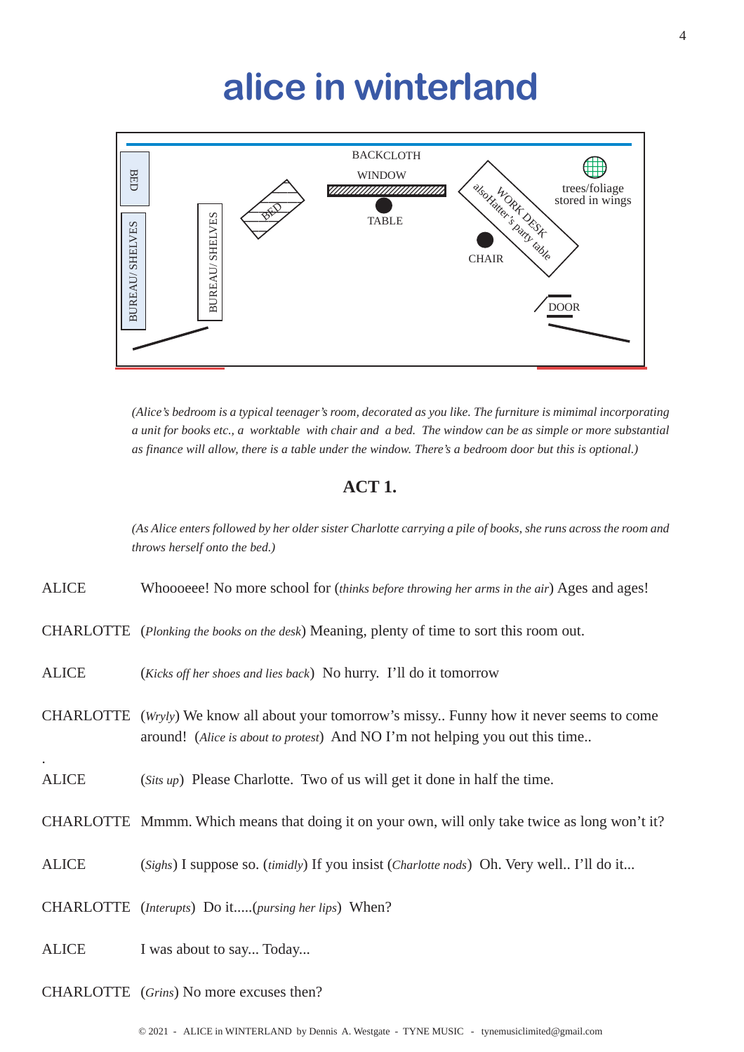# alice in winterland

BACKCLOTH

WINDOW

TABLE

BED

BUREAU/ SHELVES

BUREAU/ SHELVES

BED

WORK DESK also Hatter's party table

CHAIR

trees/foliage stored in wings

DOOR

*(Alice's bedroom is a typical teenager's room, decorated as you like. The furniture is mimimal incorporating a unit for books etc., a worktable with chair and a bed. The window can be as simple or more substantial as finance will allow, there is a table under the window. There's a bedroom door but this is optional.)*

## ACT 1.

*(As Alice enters followed by her older sister Charlotte carrying a pile of books, she runs across the room and throws herself onto the bed.)*

ALICE Whoooeee! No more school for (*thinks before throwing her arms in the air*) Ages and ages!

CHARLOTTE (*Plonking the books on the desk*) Meaning, plenty of time to sort this room out.

ALICE (*Kicks off her shoes and lies back*) No hurry. I'll do it tomorrow

CHARLOTTE (*Wryly*) We know all about your tomorrow's missy.. Funny how it never seems to come around! (*Alice is about to protest*) And NO I'm not helping you out this time..

ALICE (*Sits up*) Please Charlotte. Two of us will get it done in half the time.

CHARLOTTE Mmmm. Which means that doing it on your own, will only take twice as long won't it?

ALICE (*Sighs*) I suppose so. (*timidly*) If you insist (*Charlotte nods*) Oh. Very well.. I'll do it...

CHARLOTTE (*Interupts*) Do it.....(*pursing her lips*) When?

ALICE I was about to say... Today...

CHARLOTTE (*Grins*) No more excuses then?

© 2021 - ALICE in WINTERLAND by Dennis A. Westgate - TYNE MUSIC - tynemusiclimited@gmail.com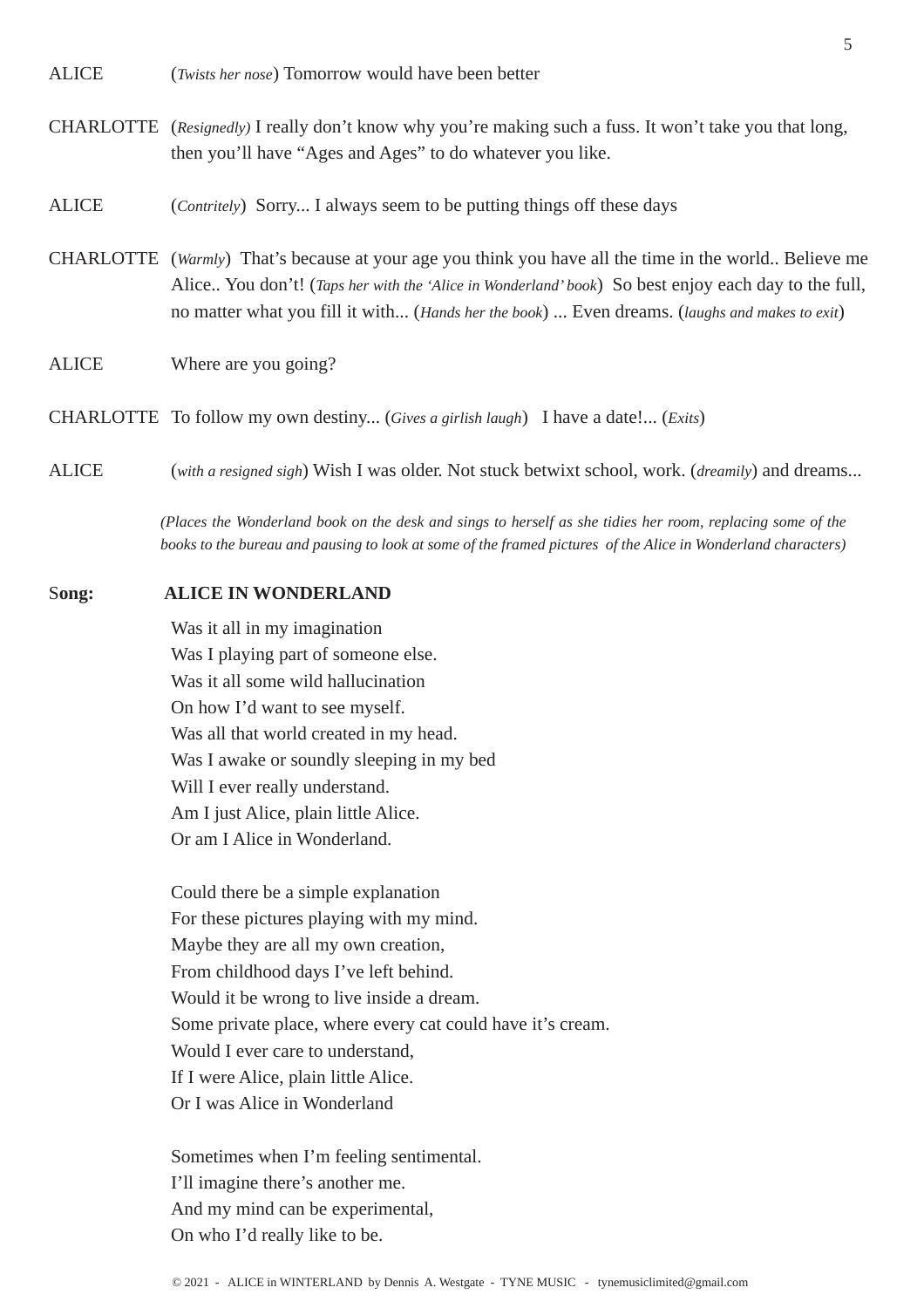ALICE (*Twists her nose*) Tomorrow would have been better

CHARLOTTE (*Resignedly)* I really don't know why you're making such a fuss. It won't take you that long, then you'll have "Ages and Ages" to do whatever you like.

ALICE (*Contritely*) Sorry... I always seem to be putting things off these days

CHARLOTTE (*Warmly*) That's because at your age you think you have all the time in the world.. Believe me Alice.. You don't! (*Taps her with the 'Alice in Wonderland' book*) So best enjoy each day to the full, no matter what you fill it with... (*Hands her the book*) ... Even dreams. (*laughs and makes to exit*)

ALICE Where are you going?

CHARLOTTE To follow my own destiny... (*Gives a girlish laugh*) I have a date!... (*Exits*)

ALICE (*with a resigned sigh*) Wish I was older. Not stuck betwixt school, work. (*dreamily*) and dreams...

*(Places the Wonderland book on the desk and sings to herself as she tidies her room, replacing some of the books to the bureau and pausing to look at some of the framed pictures of the Alice in Wonderland characters)*

**Song: ALICE IN WONDERLAND**

Was it all in my imagination
Was I playing part of someone else.
Was it all some wild hallucination
On how I'd want to see myself.
Was all that world created in my head.
Was I awake or soundly sleeping in my bed
Will I ever really understand.
Am I just Alice, plain little Alice.
Or am I Alice in Wonderland.

Could there be a simple explanation
For these pictures playing with my mind.
Maybe they are all my own creation,
From childhood days I've left behind.
Would it be wrong to live inside a dream.
Some private place, where every cat could have it's cream.
Would I ever care to understand,
If I were Alice, plain little Alice.
Or I was Alice in Wonderland

Sometimes when I'm feeling sentimental.
I'll imagine there's another me.
And my mind can be experimental,
On who I'd really like to be.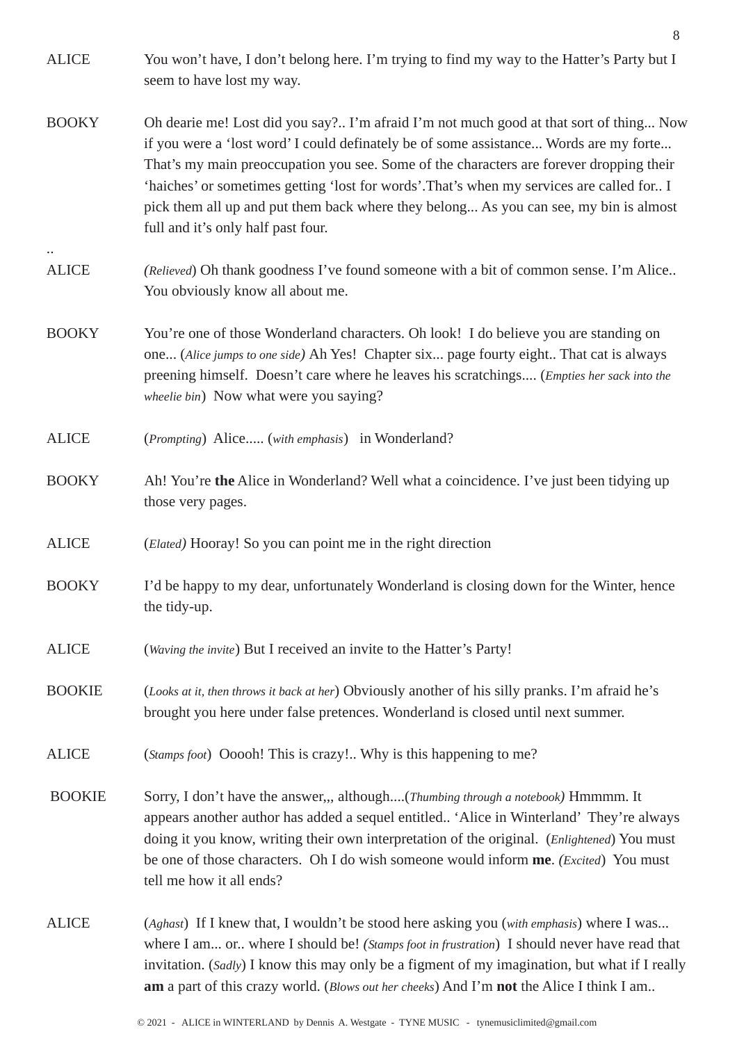ALICE You won't have, I don't belong here. I'm trying to find my way to the Hatter's Party but I seem to have lost my way.

BOOKY Oh dearie me! Lost did you say?.. I'm afraid I'm not much good at that sort of thing... Now if you were a 'lost word' I could definately be of some assistance... Words are my forte... That's my main preoccupation you see. Some of the characters are forever dropping their 'haiches' or sometimes getting 'lost for words'.That's when my services are called for.. I pick them all up and put them back where they belong... As you can see, my bin is almost full and it's only half past four.

..

ALICE (*Relieved*) Oh thank goodness I've found someone with a bit of common sense. I'm Alice.. You obviously know all about me.

BOOKY You're one of those Wonderland characters. Oh look! I do believe you are standing on one... (*Alice jumps to one side)* Ah Yes! Chapter six... page fourty eight.. That cat is always preening himself. Doesn't care where he leaves his scratchings.... (*Empties her sack into the wheelie bin*) Now what were you saying?

ALICE (*Prompting*) Alice..... (*with emphasis*) in Wonderland?

BOOKY Ah! You're **the** Alice in Wonderland? Well what a coincidence. I've just been tidying up those very pages.

ALICE (*Elated)* Hooray! So you can point me in the right direction

BOOKY I'd be happy to my dear, unfortunately Wonderland is closing down for the Winter, hence the tidy-up.

ALICE (*Waving the invite*) But I received an invite to the Hatter's Party!

BOOKIE (*Looks at it, then throws it back at her*) Obviously another of his silly pranks. I'm afraid he's brought you here under false pretences. Wonderland is closed until next summer.

ALICE (*Stamps foot*) Ooooh! This is crazy!.. Why is this happening to me?

BOOKIE Sorry, I don't have the answer,,, although....(*Thumbing through a notebook)* Hmmmm. It appears another author has added a sequel entitled.. 'Alice in Winterland' They're always doing it you know, writing their own interpretation of the original. (*Enlightened*) You must be one of those characters. Oh I do wish someone would inform **me**. *(Excited*) You must tell me how it all ends?

ALICE (*Aghast*) If I knew that, I wouldn't be stood here asking you (*with emphasis*) where I was... where I am... or.. where I should be! *(Stamps foot in frustration*) I should never have read that invitation. (*Sadly*) I know this may only be a figment of my imagination, but what if I really **am** a part of this crazy world. (*Blows out her cheeks*) And I'm **not** the Alice I think I am..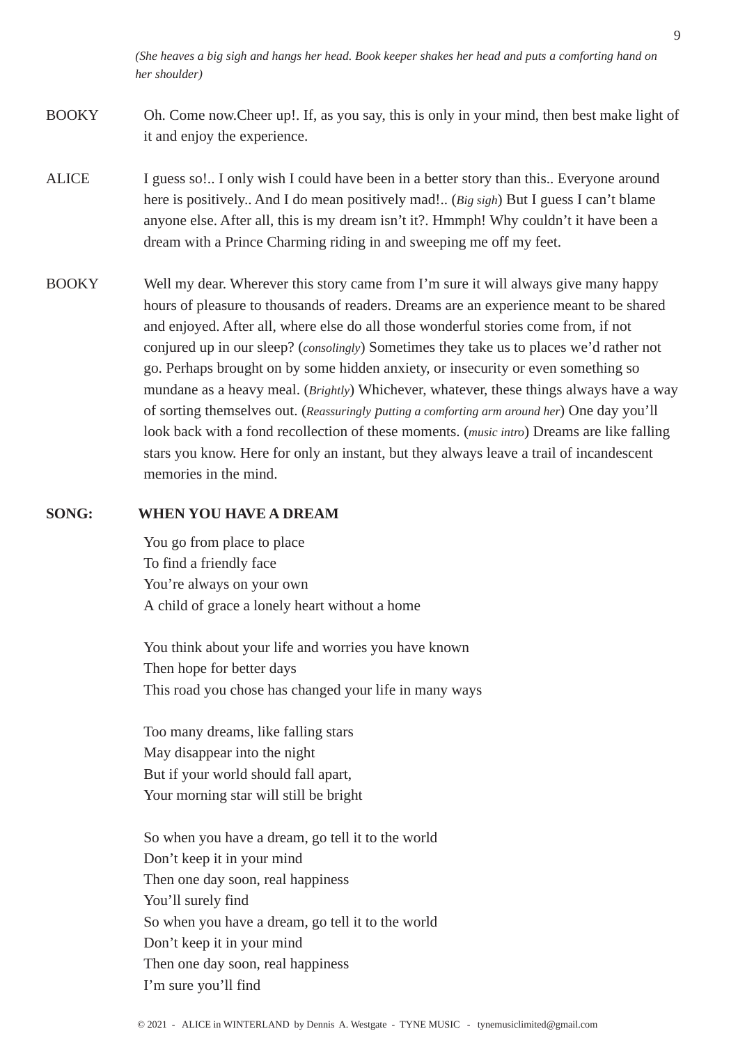*(She heaves a big sigh and hangs her head. Book keeper shakes her head and puts a comforting hand on her shoulder)*

BOOKY Oh. Come now.Cheer up!. If, as you say, this is only in your mind, then best make light of it and enjoy the experience.

ALICE I guess so!.. I only wish I could have been in a better story than this.. Everyone around here is positively.. And I do mean positively mad!.. (*Big sigh*) But I guess I can't blame anyone else. After all, this is my dream isn't it?. Hmmph! Why couldn't it have been a dream with a Prince Charming riding in and sweeping me off my feet.

BOOKY Well my dear. Wherever this story came from I'm sure it will always give many happy hours of pleasure to thousands of readers. Dreams are an experience meant to be shared and enjoyed. After all, where else do all those wonderful stories come from, if not conjured up in our sleep? (*consolingly*) Sometimes they take us to places we'd rather not go. Perhaps brought on by some hidden anxiety, or insecurity or even something so mundane as a heavy meal. (*Brightly*) Whichever, whatever, these things always have a way of sorting themselves out. (*Reassuringly putting a comforting arm around her*) One day you'll look back with a fond recollection of these moments. (*music intro*) Dreams are like falling stars you know. Here for only an instant, but they always leave a trail of incandescent memories in the mind.

**SONG: WHEN YOU HAVE A DREAM**

You go from place to place
To find a friendly face
You're always on your own
A child of grace a lonely heart without a home

You think about your life and worries you have known
Then hope for better days
This road you chose has changed your life in many ways

Too many dreams, like falling stars
May disappear into the night
But if your world should fall apart,
Your morning star will still be bright

So when you have a dream, go tell it to the world
Don't keep it in your mind
Then one day soon, real happiness
You'll surely find
So when you have a dream, go tell it to the world
Don't keep it in your mind
Then one day soon, real happiness
I'm sure you'll find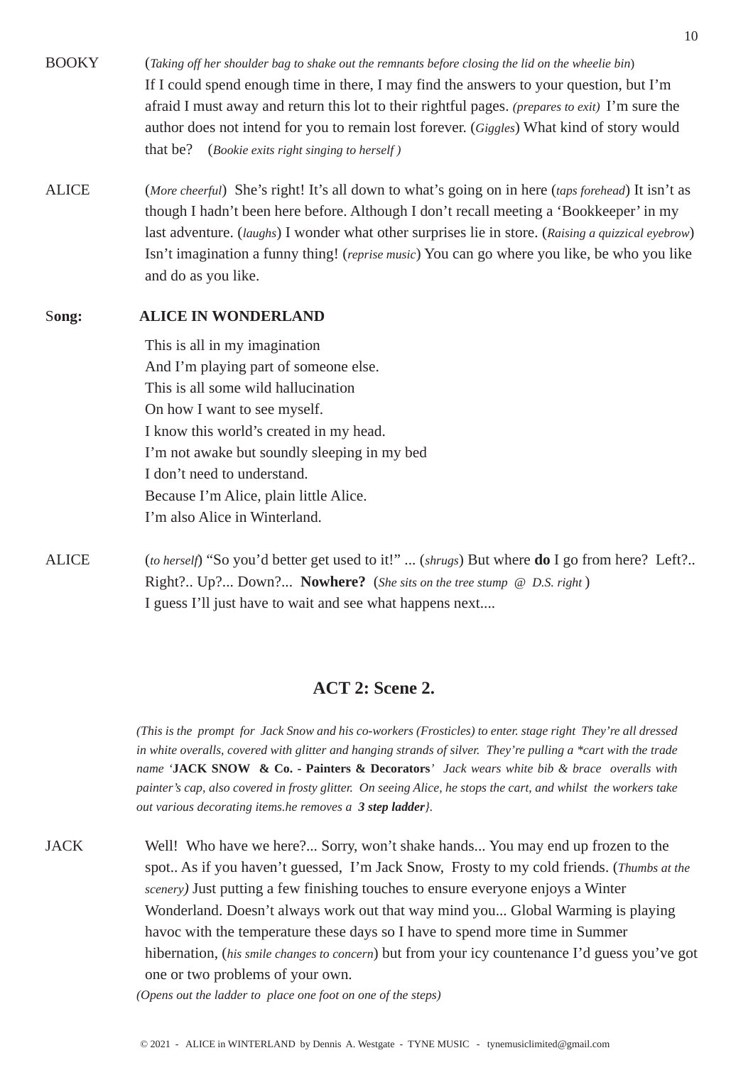BOOKY (*Taking off her shoulder bag to shake out the remnants before closing the lid on the wheelie bin*) If I could spend enough time in there, I may find the answers to your question, but I'm afraid I must away and return this lot to their rightful pages. *(prepares to exit)* I'm sure the author does not intend for you to remain lost forever. (*Giggles*) What kind of story would that be? (*Bookie exits right singing to herself )*

ALICE (*More cheerful*) She's right! It's all down to what's going on in here (*taps forehead*) It isn't as though I hadn't been here before. Although I don't recall meeting a 'Bookkeeper' in my last adventure. (*laughs*) I wonder what other surprises lie in store. (*Raising a quizzical eyebrow*) Isn't imagination a funny thing! (*reprise music*) You can go where you like, be who you like and do as you like.

S**ong:** **ALICE IN WONDERLAND**

This is all in my imagination
And I'm playing part of someone else.
This is all some wild hallucination
On how I want to see myself.
I know this world's created in my head.
I'm not awake but soundly sleeping in my bed
I don't need to understand.
Because I'm Alice, plain little Alice.
I'm also Alice in Winterland.

ALICE (*to herself*) "So you'd better get used to it!" ... (*shrugs*) But where **do** I go from here? Left?.. Right?.. Up?... Down?... **Nowhere?** (*She sits on the tree stump @ D.S. right* ) I guess I'll just have to wait and see what happens next....

## ACT 2: Scene 2.

*(This is the prompt for Jack Snow and his co-workers (Frosticles) to enter. stage right They're all dressed in white overalls, covered with glitter and hanging strands of silver. They're pulling a \*cart with the trade name '***JACK SNOW & Co. - Painters & Decorators***' Jack wears white bib & brace overalls with painter's cap, also covered in frosty glitter. On seeing Alice, he stops the cart, and whilst the workers take out various decorating items.he removes a* ***3 step ladder****}.*

JACK Well! Who have we here?... Sorry, won't shake hands... You may end up frozen to the spot.. As if you haven't guessed, I'm Jack Snow, Frosty to my cold friends. (*Thumbs at the scenery)* Just putting a few finishing touches to ensure everyone enjoys a Winter Wonderland. Doesn't always work out that way mind you... Global Warming is playing havoc with the temperature these days so I have to spend more time in Summer hibernation, (*his smile changes to concern*) but from your icy countenance I'd guess you've got one or two problems of your own.
*(Opens out the ladder to place one foot on one of the steps)*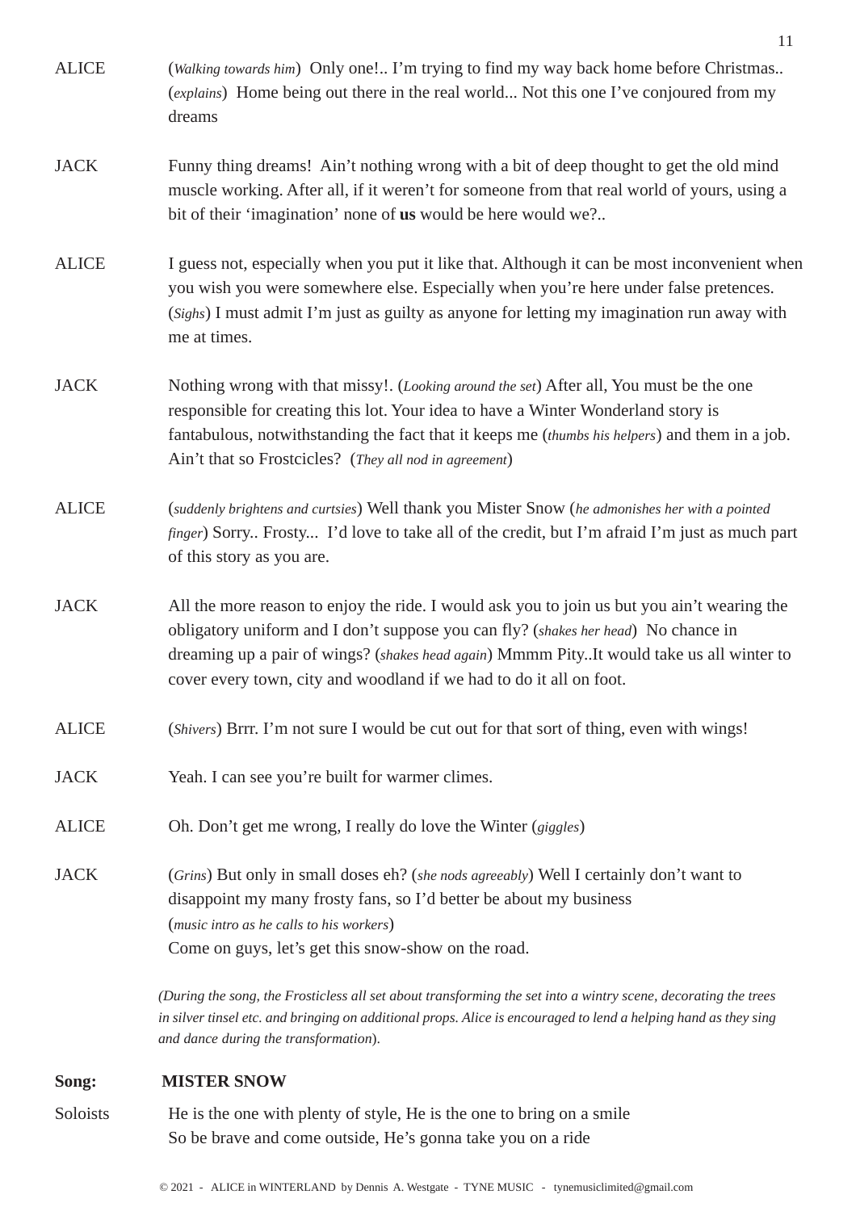ALICE (*Walking towards him*) Only one!.. I'm trying to find my way back home before Christmas.. (*explains*) Home being out there in the real world... Not this one I've conjoured from my dreams

JACK Funny thing dreams! Ain't nothing wrong with a bit of deep thought to get the old mind muscle working. After all, if it weren't for someone from that real world of yours, using a bit of their 'imagination' none of **us** would be here would we?..

ALICE I guess not, especially when you put it like that. Although it can be most inconvenient when you wish you were somewhere else. Especially when you're here under false pretences. (*Sighs*) I must admit I'm just as guilty as anyone for letting my imagination run away with me at times.

JACK Nothing wrong with that missy!. (*Looking around the set*) After all, You must be the one responsible for creating this lot. Your idea to have a Winter Wonderland story is fantabulous, notwithstanding the fact that it keeps me (*thumbs his helpers*) and them in a job. Ain't that so Frostcicles? (*They all nod in agreement*)

ALICE (*suddenly brightens and curtsies*) Well thank you Mister Snow (*he admonishes her with a pointed finger*) Sorry.. Frosty... I'd love to take all of the credit, but I'm afraid I'm just as much part of this story as you are.

JACK All the more reason to enjoy the ride. I would ask you to join us but you ain't wearing the obligatory uniform and I don't suppose you can fly? (*shakes her head*) No chance in dreaming up a pair of wings? (*shakes head again*) Mmmm Pity..It would take us all winter to cover every town, city and woodland if we had to do it all on foot.

ALICE (*Shivers*) Brrr. I'm not sure I would be cut out for that sort of thing, even with wings!

JACK Yeah. I can see you're built for warmer climes.

ALICE Oh. Don't get me wrong, I really do love the Winter (*giggles*)

JACK (*Grins*) But only in small doses eh? (*she nods agreeably*) Well I certainly don't want to disappoint my many frosty fans, so I'd better be about my business
(*music intro as he calls to his workers*)
Come on guys, let's get this snow-show on the road.

*(During the song, the Frosticless all set about transforming the set into a wintry scene, decorating the trees in silver tinsel etc. and bringing on additional props. Alice is encouraged to lend a helping hand as they sing and dance during the transformation).*

**Song:** **MISTER SNOW**

Soloists He is the one with plenty of style, He is the one to bring on a smile
So be brave and come outside, He's gonna take you on a ride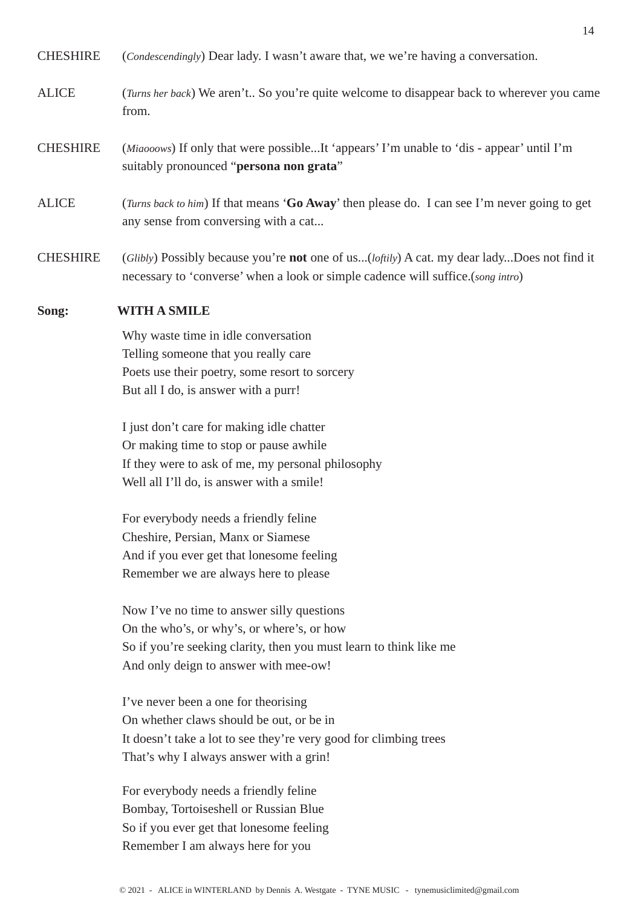CHESHIRE (*Condescendingly*) Dear lady. I wasn't aware that, we we're having a conversation.

ALICE (*Turns her back*) We aren't.. So you're quite welcome to disappear back to wherever you came from.

CHESHIRE (*Miaooows*) If only that were possible...It 'appears' I'm unable to 'dis - appear' until I'm suitably pronounced "**persona non grata**"

ALICE (*Turns back to him*) If that means '**Go Away**' then please do. I can see I'm never going to get any sense from conversing with a cat...

CHESHIRE (*Glibly*) Possibly because you're **not** one of us...(*loftily*) A cat. my dear lady...Does not find it necessary to 'converse' when a look or simple cadence will suffice.(*song intro*)

**Song: WITH A SMILE**

Why waste time in idle conversation
Telling someone that you really care
Poets use their poetry, some resort to sorcery
But all I do, is answer with a purr!

I just don't care for making idle chatter
Or making time to stop or pause awhile
If they were to ask of me, my personal philosophy
Well all I'll do, is answer with a smile!

For everybody needs a friendly feline
Cheshire, Persian, Manx or Siamese
And if you ever get that lonesome feeling
Remember we are always here to please

Now I've no time to answer silly questions
On the who's, or why's, or where's, or how
So if you're seeking clarity, then you must learn to think like me
And only deign to answer with mee-ow!

I've never been a one for theorising
On whether claws should be out, or be in
It doesn't take a lot to see they're very good for climbing trees
That's why I always answer with a grin!

For everybody needs a friendly feline
Bombay, Tortoiseshell or Russian Blue
So if you ever get that lonesome feeling
Remember I am always here for you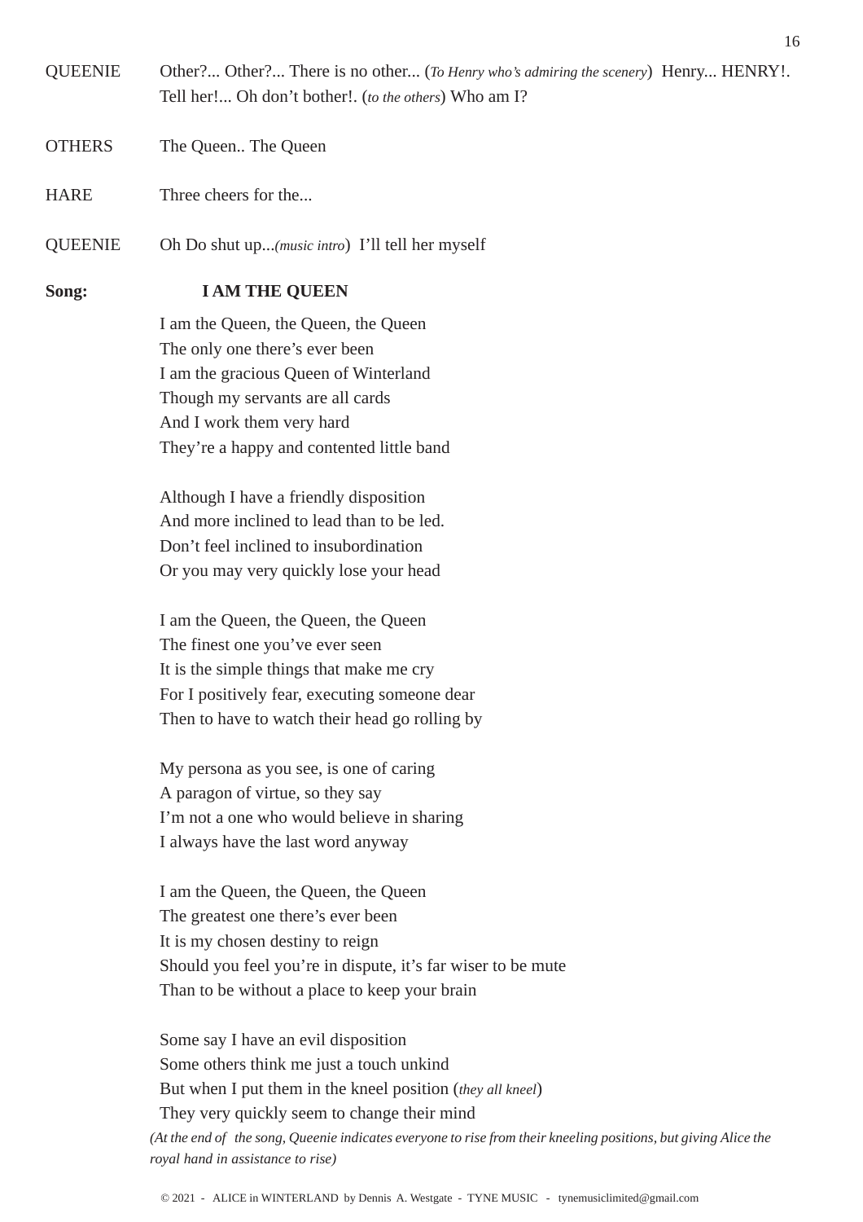QUEENIE Other?... Other?... There is no other... (*To Henry who's admiring the scenery*) Henry... HENRY!. Tell her!... Oh don't bother!. (*to the others*) Who am I?

OTHERS The Queen.. The Queen

HARE Three cheers for the...

QUEENIE Oh Do shut up...(*music intro*) I'll tell her myself

**Song:** **I AM THE QUEEN**

I am the Queen, the Queen, the Queen
The only one there's ever been
I am the gracious Queen of Winterland
Though my servants are all cards
And I work them very hard
They're a happy and contented little band

Although I have a friendly disposition
And more inclined to lead than to be led.
Don't feel inclined to insubordination
Or you may very quickly lose your head

I am the Queen, the Queen, the Queen
The finest one you've ever seen
It is the simple things that make me cry
For I positively fear, executing someone dear
Then to have to watch their head go rolling by

My persona as you see, is one of caring
A paragon of virtue, so they say
I'm not a one who would believe in sharing
I always have the last word anyway

I am the Queen, the Queen, the Queen
The greatest one there's ever been
It is my chosen destiny to reign
Should you feel you're in dispute, it's far wiser to be mute
Than to be without a place to keep your brain

Some say I have an evil disposition
Some others think me just a touch unkind
But when I put them in the kneel position (*they all kneel*)
They very quickly seem to change their mind

*(At the end of the song, Queenie indicates everyone to rise from their kneeling positions, but giving Alice the royal hand in assistance to rise)*

© 2021 - ALICE in WINTERLAND by Dennis A. Westgate - TYNE MUSIC - tynemusiclimited@gmail.com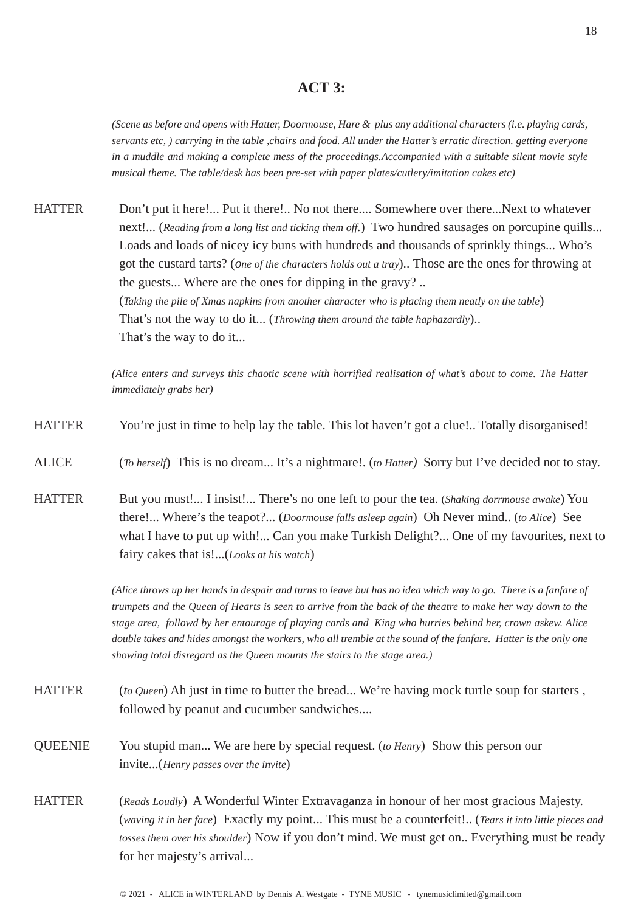## ACT 3:

*(Scene as before and opens with Hatter, Doormouse, Hare & plus any additional characters (i.e. playing cards, servants etc, ) carrying in the table ,chairs and food. All under the Hatter's erratic direction. getting everyone in a muddle and making a complete mess of the proceedings.Accompanied with a suitable silent movie style musical theme. The table/desk has been pre-set with paper plates/cutlery/imitation cakes etc)*

HATTER Don't put it here!... Put it there!.. No not there.... Somewhere over there...Next to whatever next!... (*Reading from a long list and ticking them off.*) Two hundred sausages on porcupine quills... Loads and loads of nicey icy buns with hundreds and thousands of sprinkly things... Who's got the custard tarts? (*one of the characters holds out a tray*).. Those are the ones for throwing at the guests... Where are the ones for dipping in the gravy? ..
(*Taking the pile of Xmas napkins from another character who is placing them neatly on the table*)
That's not the way to do it... (*Throwing them around the table haphazardly*)..
That's the way to do it...

*(Alice enters and surveys this chaotic scene with horrified realisation of what's about to come. The Hatter immediately grabs her)*

HATTER You're just in time to help lay the table. This lot haven't got a clue!.. Totally disorganised!

ALICE (*To herself*) This is no dream... It's a nightmare!. (*to Hatter)* Sorry but I've decided not to stay.

HATTER But you must!... I insist!... There's no one left to pour the tea. (*Shaking dorrmouse awake*) You there!... Where's the teapot?... (*Doormouse falls asleep again*) Oh Never mind.. (*to Alice*) See what I have to put up with!... Can you make Turkish Delight?... One of my favourites, next to fairy cakes that is!...(*Looks at his watch*)

*(Alice throws up her hands in despair and turns to leave but has no idea which way to go. There is a fanfare of trumpets and the Queen of Hearts is seen to arrive from the back of the theatre to make her way down to the stage area, followd by her entourage of playing cards and King who hurries behind her, crown askew. Alice double takes and hides amongst the workers, who all tremble at the sound of the fanfare. Hatter is the only one showing total disregard as the Queen mounts the stairs to the stage area.)*

HATTER (*to Queen*) Ah just in time to butter the bread... We're having mock turtle soup for starters , followed by peanut and cucumber sandwiches....

QUEENIE You stupid man... We are here by special request. (*to Henry*) Show this person our invite...(*Henry passes over the invite*)

HATTER (*Reads Loudly*) A Wonderful Winter Extravaganza in honour of her most gracious Majesty. (*waving it in her face*) Exactly my point... This must be a counterfeit!.. (*Tears it into little pieces and tosses them over his shoulder*) Now if you don't mind. We must get on.. Everything must be ready for her majesty's arrival...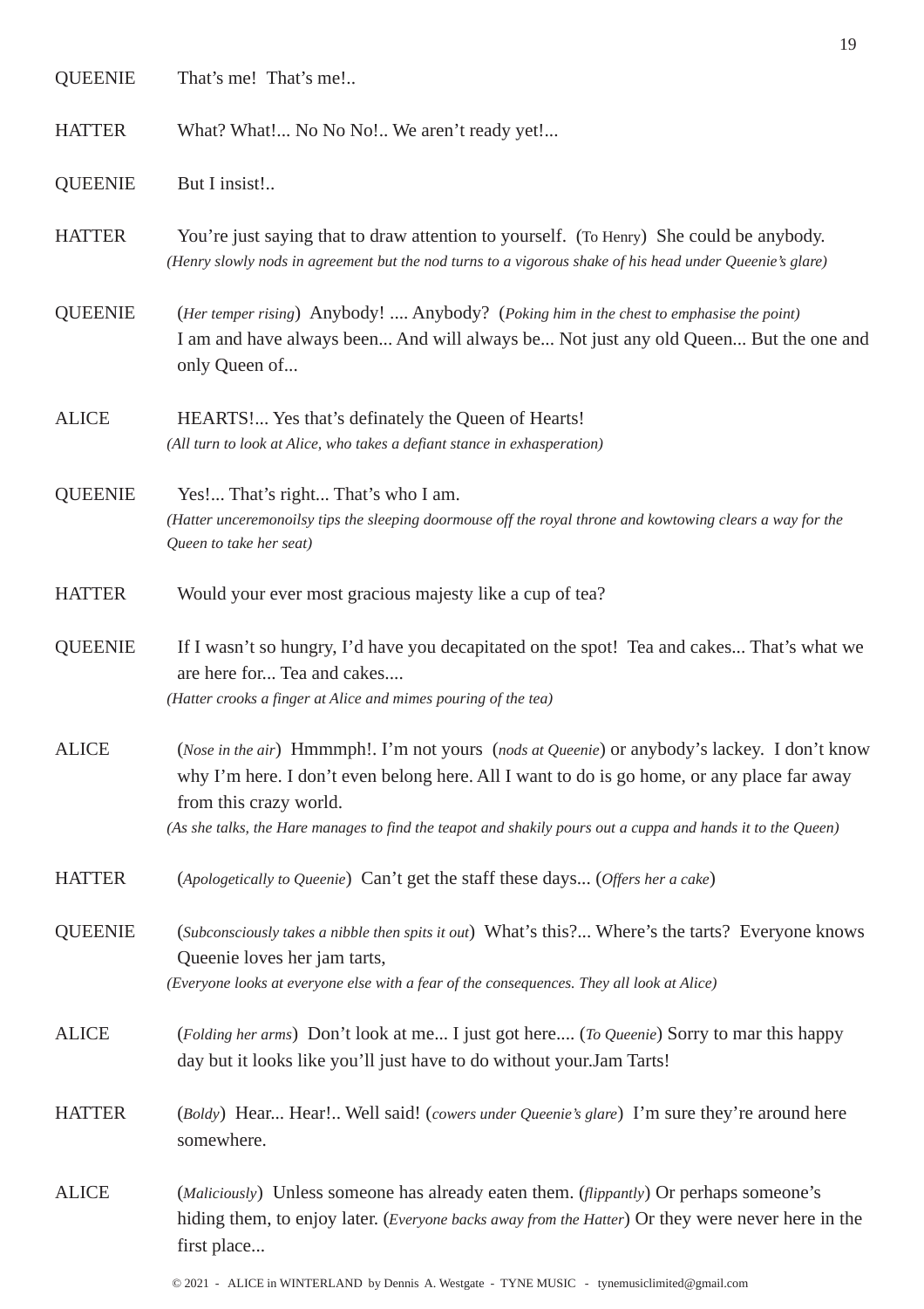QUEENIE That's me! That's me!..

HATTER What? What!... No No No!.. We aren't ready yet!...

QUEENIE But I insist!..

HATTER You're just saying that to draw attention to yourself. (To Henry) She could be anybody.
*(Henry slowly nods in agreement but the nod turns to a vigorous shake of his head under Queenie's glare)*

QUEENIE (*Her temper rising*) Anybody! .... Anybody? (*Poking him in the chest to emphasise the point*) I am and have always been... And will always be... Not just any old Queen... But the one and only Queen of...

ALICE HEARTS!... Yes that's definately the Queen of Hearts!
*(All turn to look at Alice, who takes a defiant stance in exhasperation)*

QUEENIE Yes!... That's right... That's who I am.
*(Hatter unceremonoilsy tips the sleeping doormouse off the royal throne and kowtowing clears a way for the Queen to take her seat)*

HATTER Would your ever most gracious majesty like a cup of tea?

QUEENIE If I wasn't so hungry, I'd have you decapitated on the spot! Tea and cakes... That's what we are here for... Tea and cakes....
*(Hatter crooks a finger at Alice and mimes pouring of the tea)*

ALICE (*Nose in the air*) Hmmmph!. I'm not yours (*nods at Queenie*) or anybody's lackey. I don't know why I'm here. I don't even belong here. All I want to do is go home, or any place far away from this crazy world.
*(As she talks, the Hare manages to find the teapot and shakily pours out a cuppa and hands it to the Queen)*

HATTER (*Apologetically to Queenie*) Can't get the staff these days... (*Offers her a cake*)

QUEENIE (*Subconsciously takes a nibble then spits it out*) What's this?... Where's the tarts? Everyone knows Queenie loves her jam tarts,
*(Everyone looks at everyone else with a fear of the consequences. They all look at Alice)*

ALICE (*Folding her arms*) Don't look at me... I just got here.... (*To Queenie*) Sorry to mar this happy day but it looks like you'll just have to do without your.Jam Tarts!

HATTER (*Boldy*) Hear... Hear!.. Well said! (*cowers under Queenie's glare*) I'm sure they're around here somewhere.

ALICE (*Maliciously*) Unless someone has already eaten them. (*flippantly*) Or perhaps someone's hiding them, to enjoy later. (*Everyone backs away from the Hatter*) Or they were never here in the first place...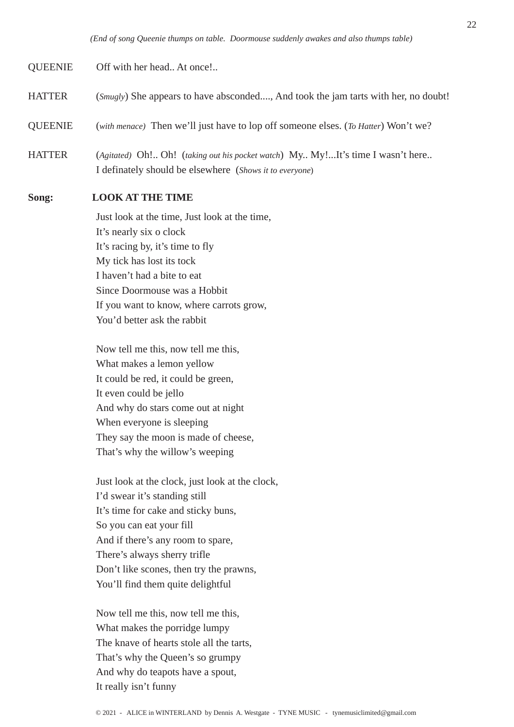*(End of song Queenie thumps on table. Doormouse suddenly awakes and also thumps table)*

QUEENIE Off with her head.. At once!..

HATTER (*Smugly*) She appears to have absconded...., And took the jam tarts with her, no doubt!

QUEENIE (*with menace)* Then we'll just have to lop off someone elses. (*To Hatter*) Won't we?

HATTER (*Agitated)* Oh!.. Oh! (*taking out his pocket watch*) My.. My!...It's time I wasn't here.. I definately should be elsewhere (*Shows it to everyone*)

**Song: LOOK AT THE TIME**

Just look at the time, Just look at the time,
It's nearly six o clock
It's racing by, it's time to fly
My tick has lost its tock
I haven't had a bite to eat
Since Doormouse was a Hobbit
If you want to know, where carrots grow,
You'd better ask the rabbit

Now tell me this, now tell me this,
What makes a lemon yellow
It could be red, it could be green,
It even could be jello
And why do stars come out at night
When everyone is sleeping
They say the moon is made of cheese,
That's why the willow's weeping

Just look at the clock, just look at the clock,
I'd swear it's standing still
It's time for cake and sticky buns,
So you can eat your fill
And if there's any room to spare,
There's always sherry trifle
Don't like scones, then try the prawns,
You'll find them quite delightful

Now tell me this, now tell me this,
What makes the porridge lumpy
The knave of hearts stole all the tarts,
That's why the Queen's so grumpy
And why do teapots have a spout,
It really isn't funny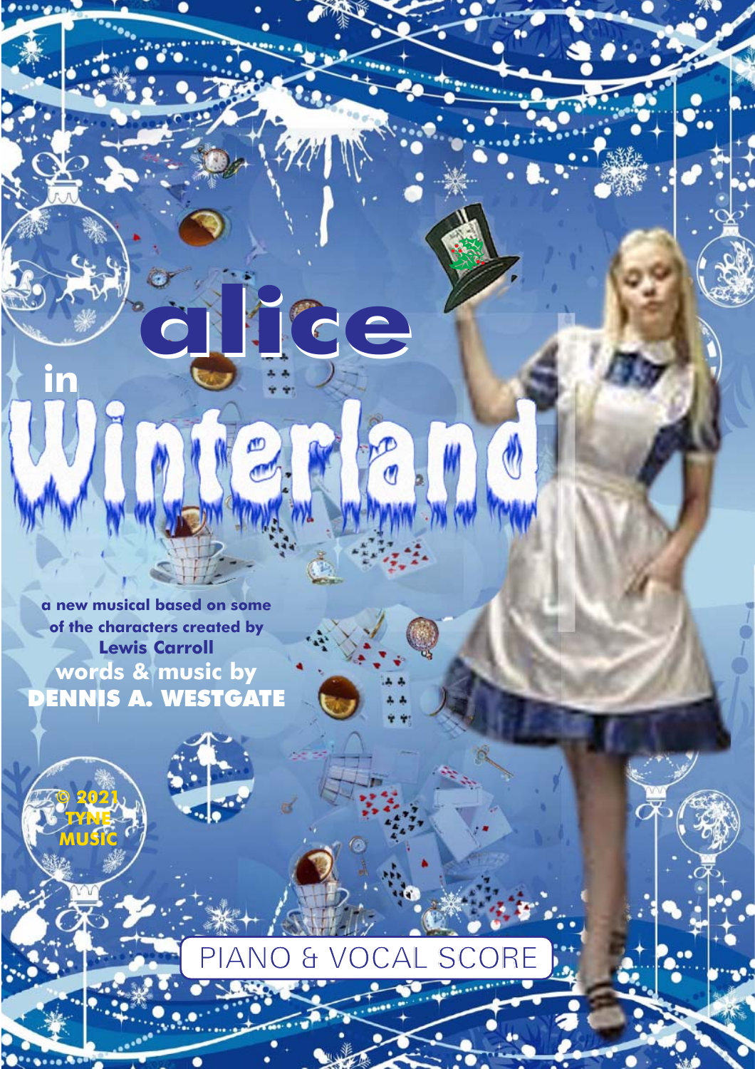# alice in Winterland

a new musical based on some of the characters created by **Lewis Carroll**

words & music by

**DENNIS A. WESTGATE**

© 2021 TYNE MUSIC

PIANO & VOCAL SCORE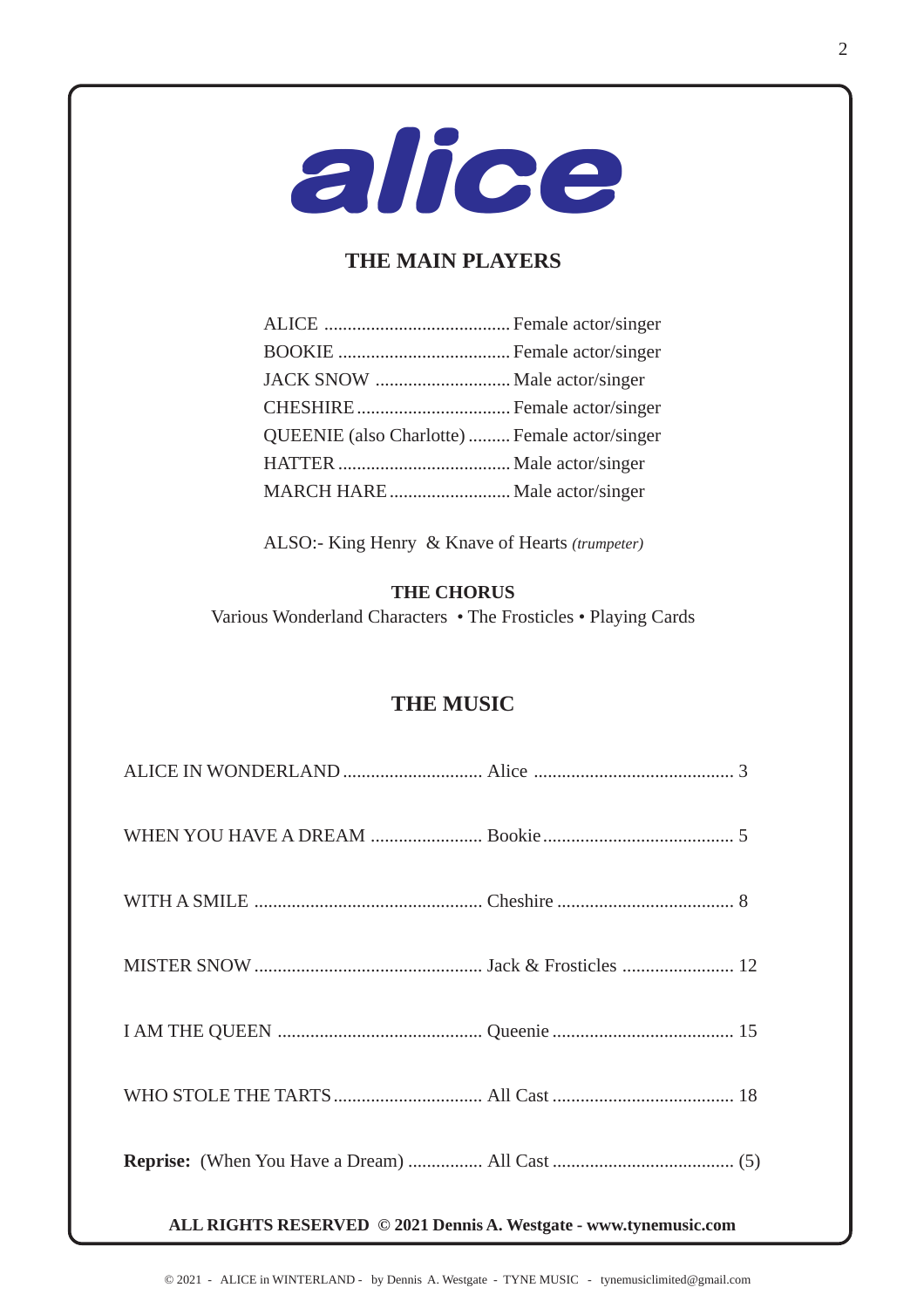# alice

## THE MAIN PLAYERS

| | |
|---|---|
| ALICE | Female actor/singer |
| BOOKIE | Female actor/singer |
| JACK SNOW | Male actor/singer |
| CHESHIRE | Female actor/singer |
| QUEENIE (also Charlotte) | Female actor/singer |
| HATTER | Male actor/singer |
| MARCH HARE | Male actor/singer |

ALSO:- King Henry & Knave of Hearts *(trumpeter)*

**THE CHORUS**

Various Wonderland Characters • The Frosticles • Playing Cards

## THE MUSIC

| | | |
|---|---|---|
| ALICE IN WONDERLAND | Alice | 3 |
| WHEN YOU HAVE A DREAM | Bookie | 5 |
| WITH A SMILE | Cheshire | 8 |
| MISTER SNOW | Jack & Frosticles | 12 |
| I AM THE QUEEN | Queenie | 15 |
| WHO STOLE THE TARTS | All Cast | 18 |
| **Reprise:** (When You Have a Dream) | All Cast | (5) |

**ALL RIGHTS RESERVED © 2021 Dennis A. Westgate - www.tynemusic.com**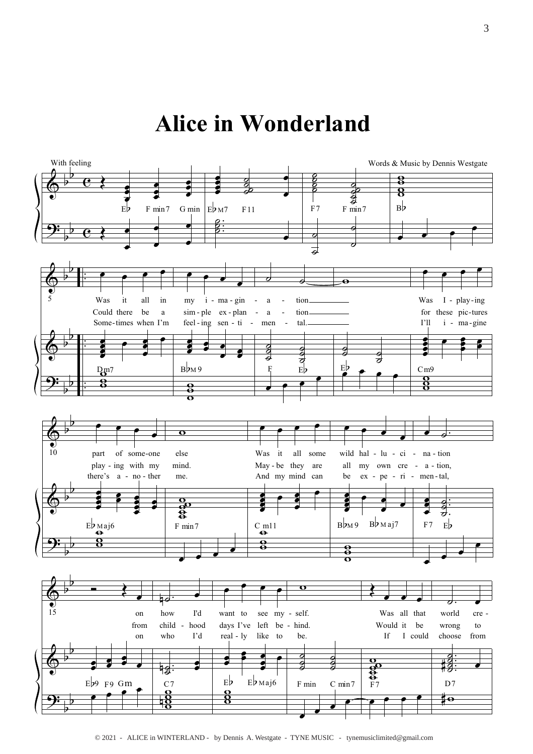# Alice in Wonderland

With feeling

Words & Music by Dennis Westgate

© 2021 - ALICE in WINTERLAND - by Dennis A. Westgate - TYNE MUSIC - tynemusiclimited@gmail.com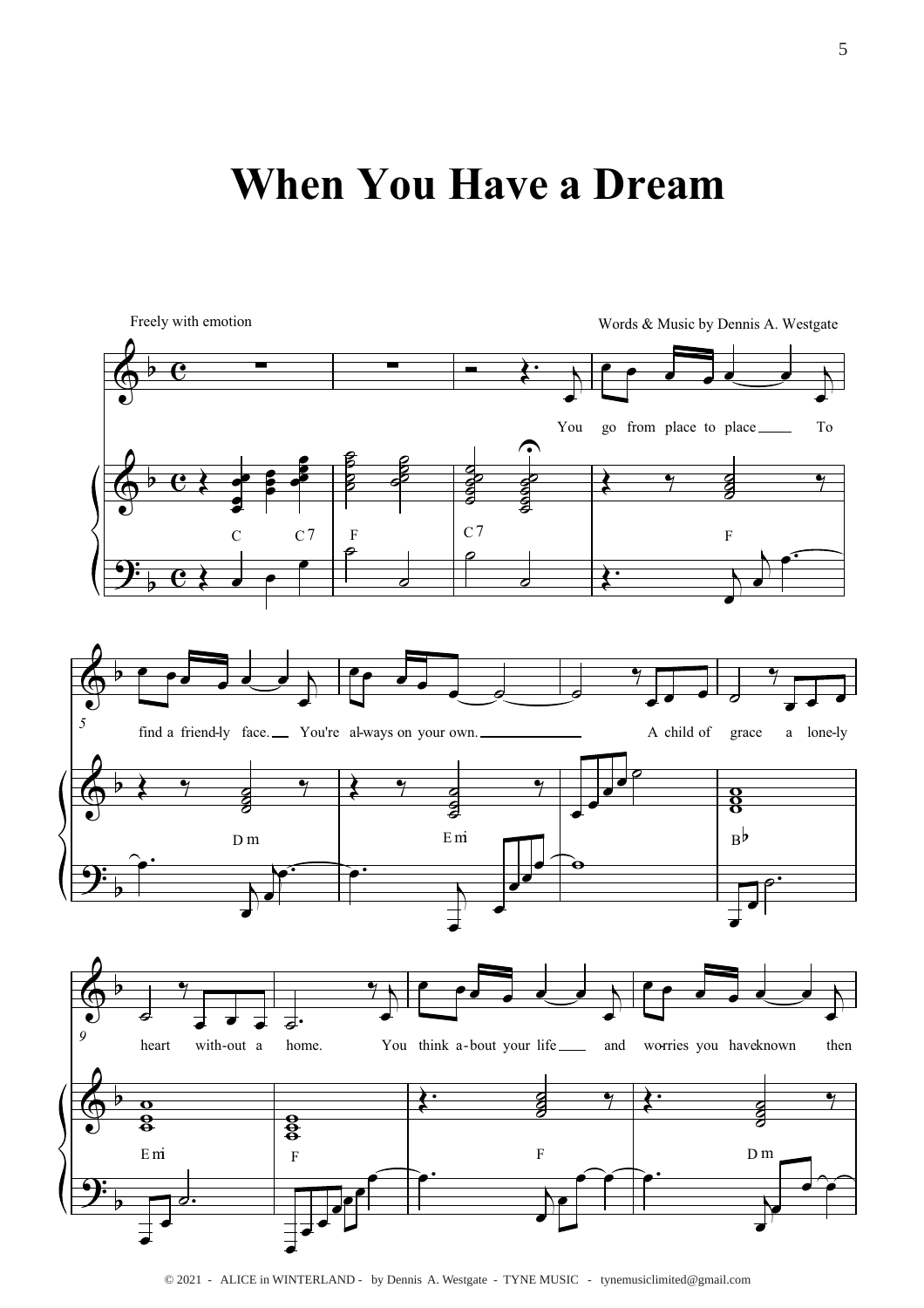# When You Have a Dream

Freely with emotion

Words & Music by Dennis A. Westgate

You go from place to place To find a friend-ly face. You're al-ways on your own. A child of grace a lone-ly heart with-out a home. You think a-bout your life and wo-rries you have known then

C C7 F C7 F Dm Emi B♭ Emi F F Dm

© 2021 - ALICE in WINTERLAND - by Dennis A. Westgate - TYNE MUSIC - tynemusiclimited@gmail.com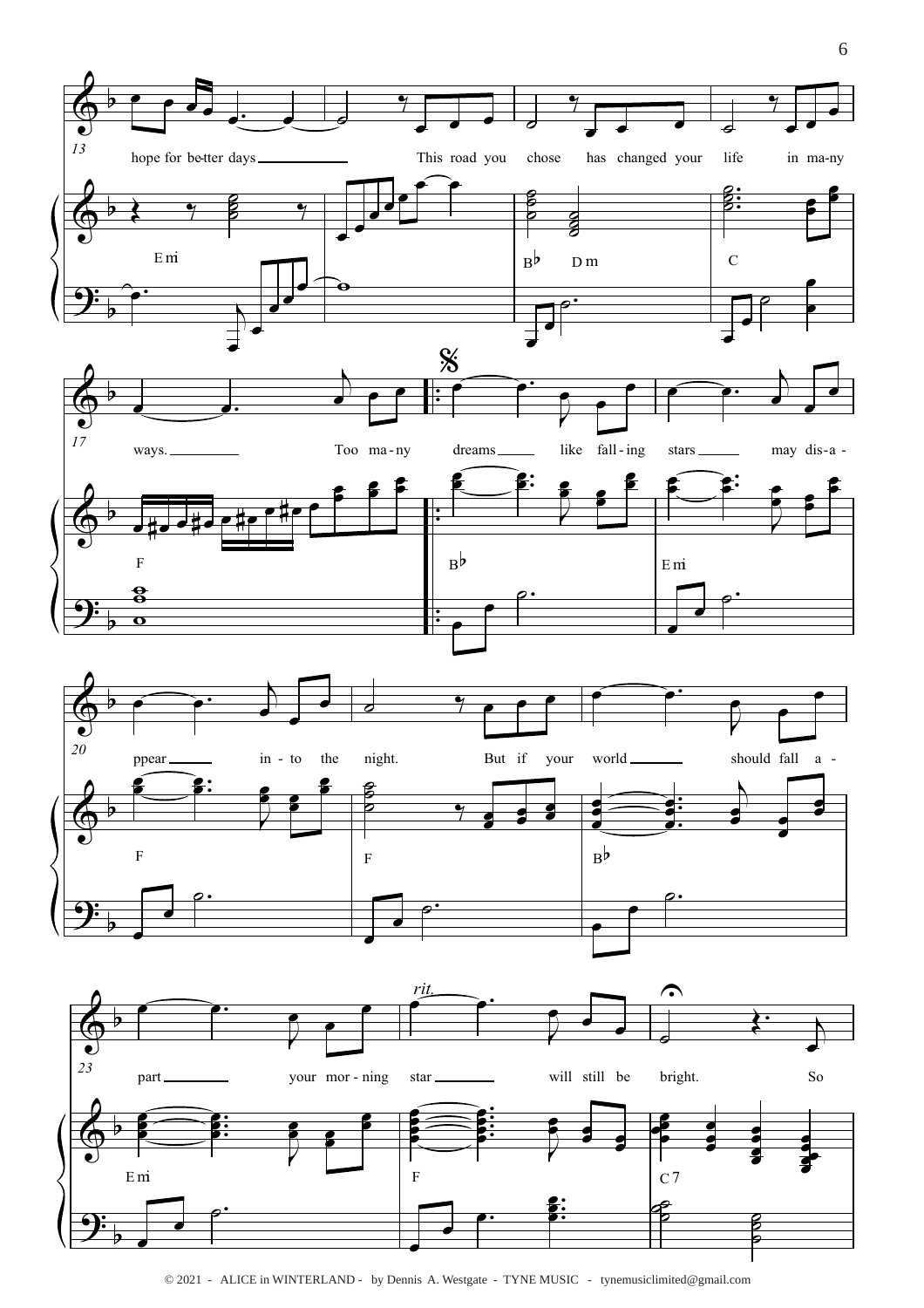13

hope for be-tter days___ This road you chose has changed your life in ma-ny

E mi B♭ D m C

17

ways.___ Too ma-ny dreams___ like fall-ing stars___ may dis-a-

F B♭ E mi

20

ppear___ in-to the night. But if your world___ should fall a-

F F B♭

23

part___ your mor-ning *rit.* star___ will still be bright. So

E mi F C 7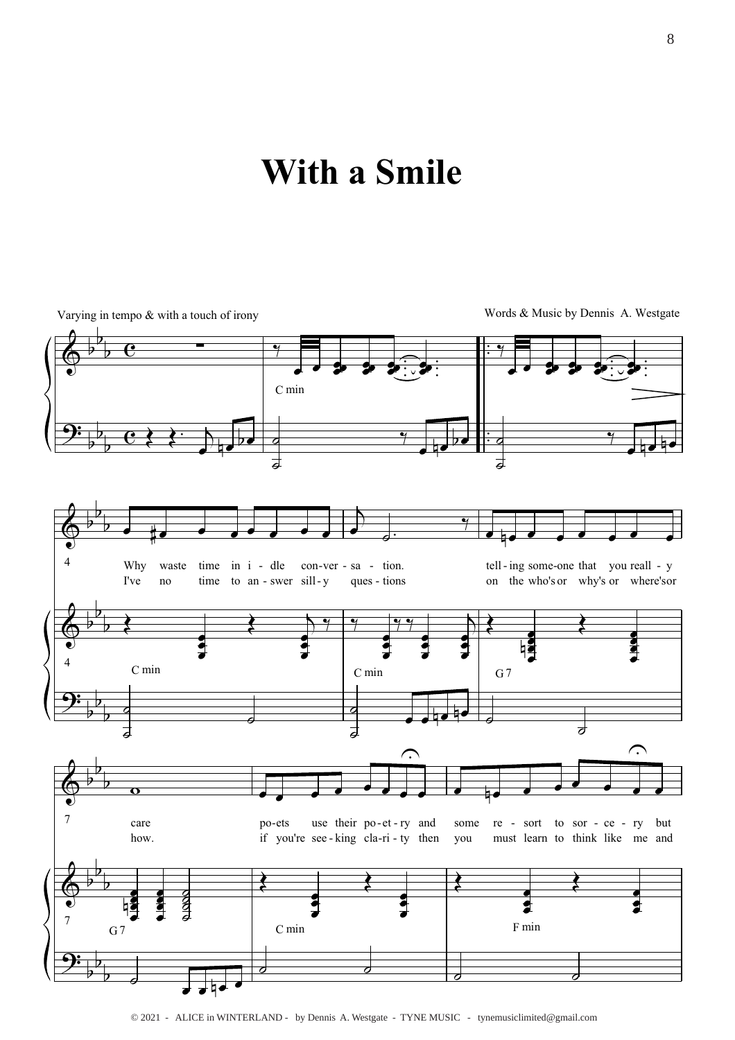# With a Smile

Varying in tempo & with a touch of irony

Words & Music by Dennis A. Westgate

C min

4

Why waste time in i - dle con-ver - sa - tion. tell - ing some-one that you reall - y
I've no time to an - swer sill - y ques - tions on the who's or why's or where's or

C min C min G 7

7

care po-ets use their po - et - ry and some re - sort to sor - ce - ry but
how. if you're see - king cla - ri - ty then you must learn to think like me and

G 7 C min F min

© 2021 - ALICE in WINTERLAND - by Dennis A. Westgate - TYNE MUSIC - tynemusiclimited@gmail.com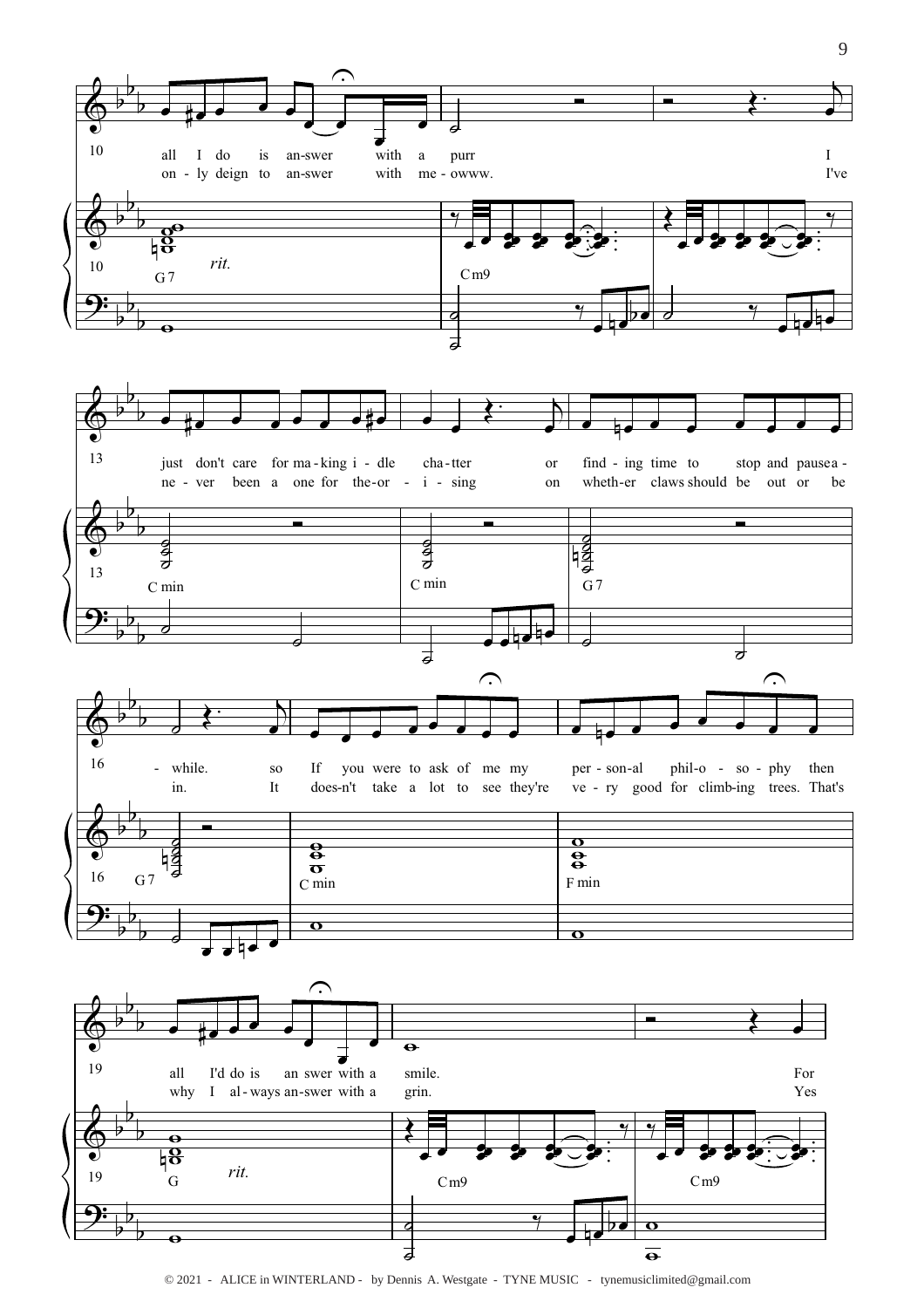10
all I do is an-swer with a purr
on - ly deign to an-swer with me - owww.

I
I've

*rit.*

G7 Cm9

13
just don't care for ma - king i - dle cha - tter or find - ing time to stop and pause a -
ne - ver been a one for the-or - i - sing on wheth-er claws should be out or be

C min C min G7

16
- while. so If you were to ask of me my per - son-al phil-o - so - phy then
in. It does-n't take a lot to see they're ve - ry good for climb-ing trees. That's

G7 C min F min

19
all I'd do is an swer with a smile.
why I al - ways an-swer with a grin.

For
Yes

*rit.*

G Cm9 Cm9

© 2021 - ALICE in WINTERLAND - by Dennis A. Westgate - TYNE MUSIC - tynemusiclimited@gmail.com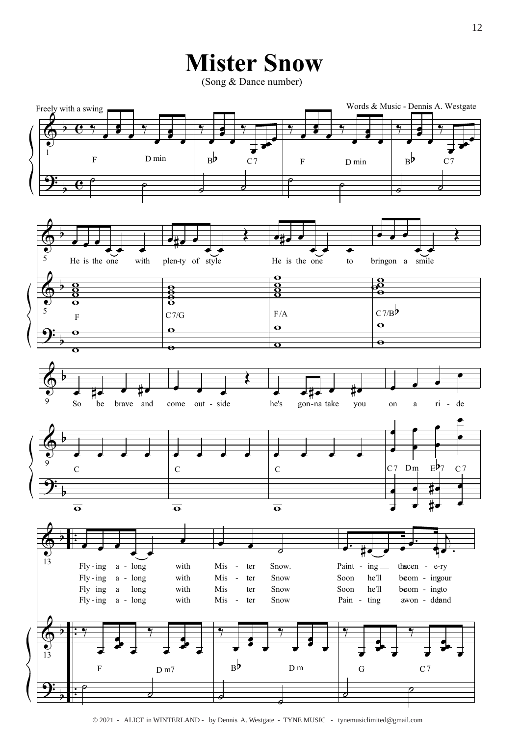# Mister Snow

(Song & Dance number)

Freely with a swing

Words & Music - Dennis A. Westgate

F D min B♭ C7 F D min B♭ C7

He is the one with plen-ty of style He is the one to bring on a smile

F C7/G F/A C7/B♭

So be brave and come out - side he's gon-na take you on a ri - de

C C C C7 Dm E♭7 C7

Fly - ing a - long with Mis - ter Snow. Paint - ing the scen - e-ry
Fly - ing a - long with Mis - ter Snow Soon he'll be com - ing your
Fly ing a long with Mis ter Snow Soon he'll be com - ing to
Fly - ing a - long with Mis - ter Snow Pain - ting a won - der land

F D m7 B♭ D m G C7

© 2021 - ALICE in WINTERLAND - by Dennis A. Westgate - TYNE MUSIC - tynemusiclimited@gmail.com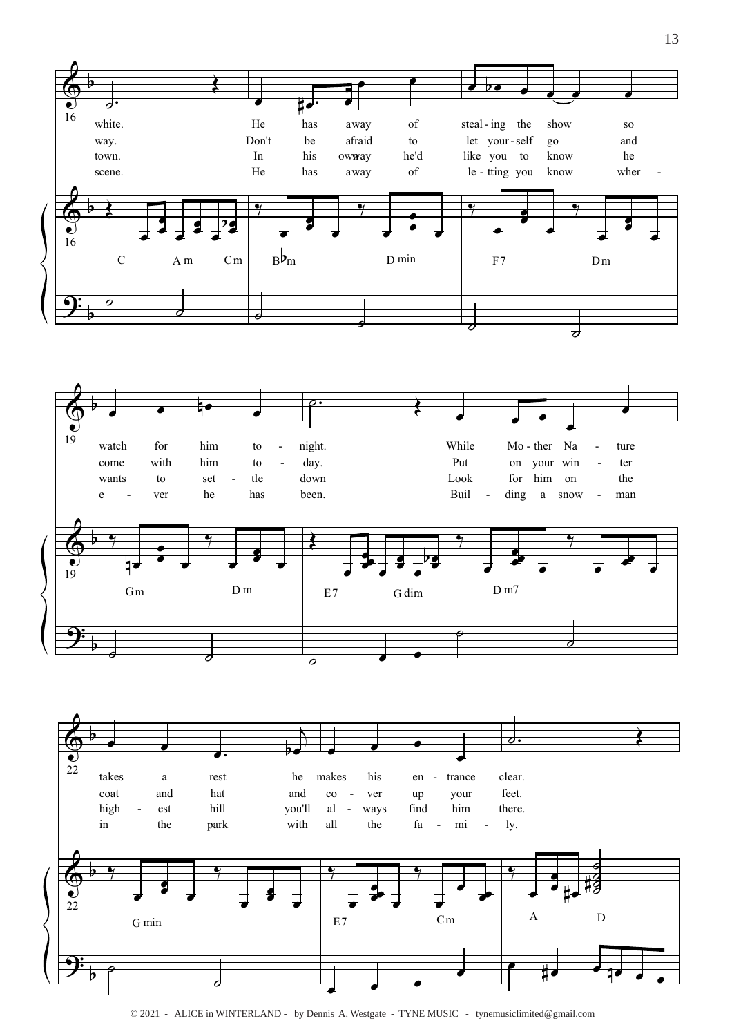16

white. He has a way of steal - ing the show so
way. Don't be afraid to let your - self go ___ and
town. In his own way he'd like you to know he
scene. He has a way of le - tting you know wher -

C Am Cm | B♭m D min | F7 Dm

19

watch for him to - night. While Mo - ther Na - ture
come with him to - day. Put on your win - ter
wants to set - tle down Look for him on the
e - ver he has been. Buil - ding a snow - man

Gm D m | E7 G dim | D m7

22

takes a rest he makes his en - trance clear.
coat and hat and co - ver up your feet.
high - est hill you'll al - ways find him there.
in the park with all the fa - mi - ly.

G min | E7 Cm | A D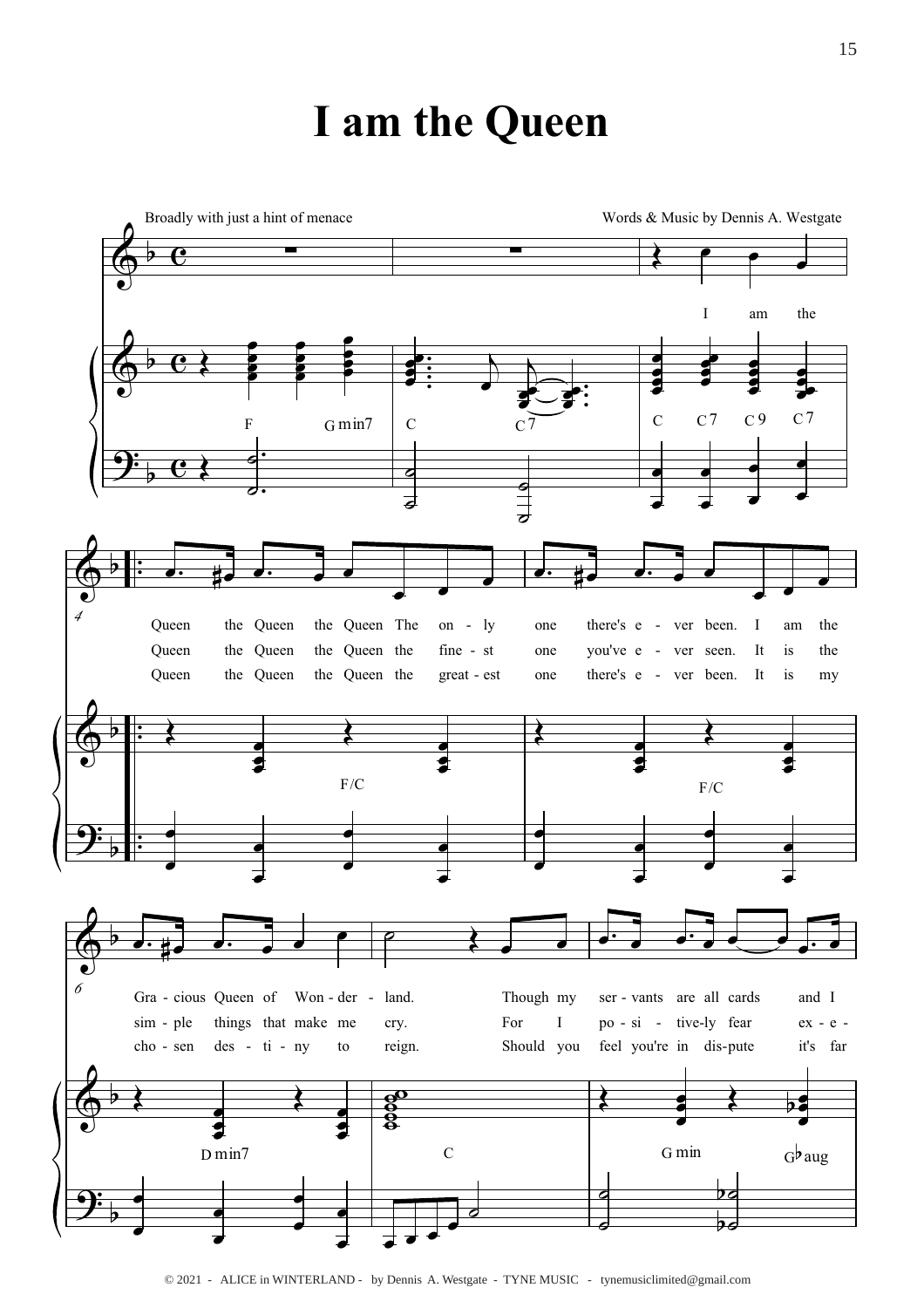# I am the Queen

Broadly with just a hint of menace

Words & Music by Dennis A. Westgate

I am the

Queen the Queen the Queen The on - ly one there's e - ver been. I am the
Queen the Queen the Queen the fine - st one you've e - ver seen. It is the
Queen the Queen the Queen the great - est one there's e - ver been. It is my

Gra - cious Queen of Won - der - land. Though my ser - vants are all cards and I
sim - ple things that make me cry. For I po - si - tive-ly fear ex - e -
cho - sen des - ti - ny to reign. Should you feel you're in dis-pute it's far

F Gmin7 C C7 C C7 C9 C7 F/C F/C Dmin7 C Gmin G♭aug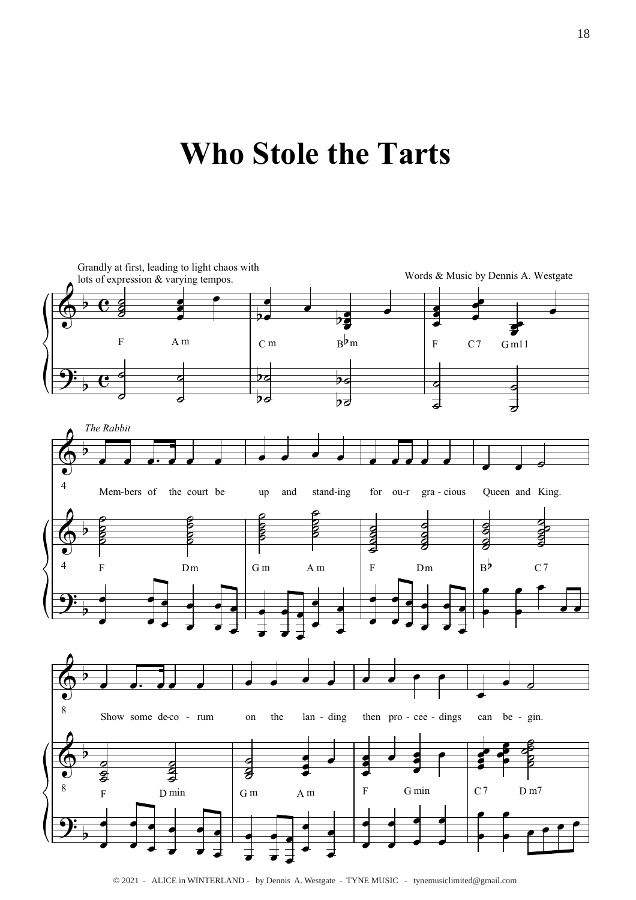# Who Stole the Tarts

Grandly at first, leading to light chaos with lots of expression & varying tempos.

Words & Music by Dennis A. Westgate

*The Rabbit*

Mem-bers of the court be up and stand-ing for ou-r gra - cious Queen and King.

Show some de-co - rum on the lan - ding then pro - cee - dings can be - gin.

© 2021 - ALICE in WINTERLAND - by Dennis A. Westgate - TYNE MUSIC - tynemusiclimited@gmail.com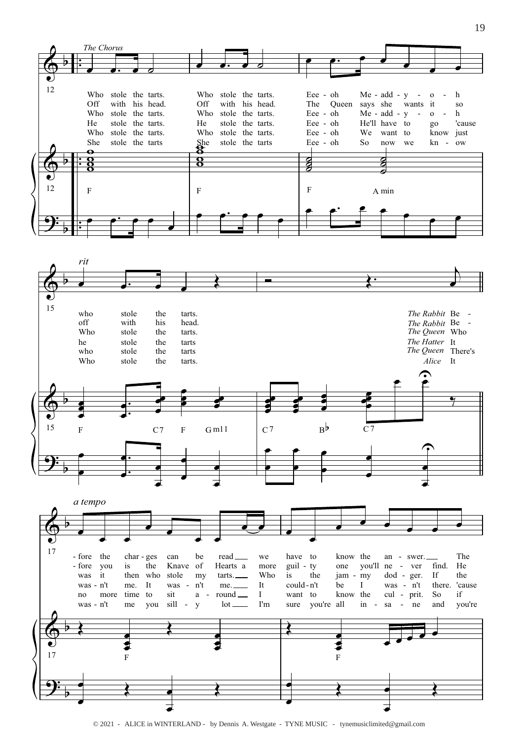*The Chorus*

12

Who stole the tarts. Who stole the tarts. Eee - oh Me - add - y - o - h
Off with his head. Off with his head. The Queen says she wants it so
Who stole the tarts. Who stole the tarts. Eee - oh Me - add - y - o - h
He stole the tarts. He stole the tarts. Eee - oh He'll have to go 'cause
Who stole the tarts. Who stole the tarts. Eee - oh We want to know just
She stole the tarts She stole the tarts Eee - oh So now we kn - ow

F F F A min

*rit*

15

who stole the tarts. *The Rabbit* Be -
off with his head. *The Rabbit* Be -
Who stole the tarts. *The Queen* Who
he stole the tarts *The Hatter* It
who stole the tarts *The Queen* There's
Who stole the tarts. *Alice* It

F C7 F Gm11 C7 B♭ C7

*a tempo*

17

- fore the char - ges can be read we have to know the an - swer. The
- fore you is the Knave of Hearts a more guil - ty one you'll ne - ver find. He
was it then who stole my tarts. Who is the jam - my dod - ger. If the
was - n't me. It was - n't me. It could - n't be I was - n't there. 'cause
no more time to sit a - round I want to know the cul - prit. So if
was - n't me you sill - y lot I'm sure you're all in - sa - ne and you're

F F